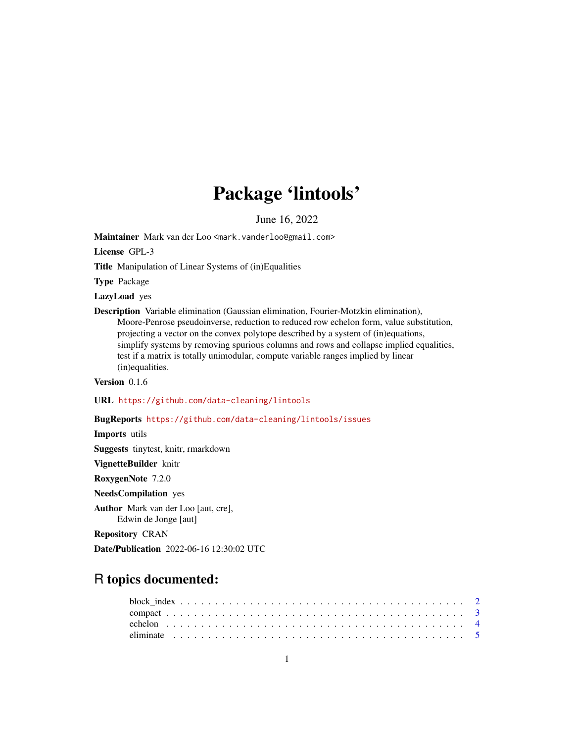# Package 'lintools'

June 16, 2022

**Maintainer** Mark van der Loo <mark.vanderloo@gmail.com>

**License** GPL-3

**Title** Manipulation of Linear Systems of (in)Equalities

**Type** Package

**LazyLoad** yes

**Description** Variable elimination (Gaussian elimination, Fourier-Motzkin elimination), Moore-Penrose pseudoinverse, reduction to reduced row echelon form, value substitution, projecting a vector on the convex polytope described by a system of (in)equations, simplify systems by removing spurious columns and rows and collapse implied equalities, test if a matrix is totally unimodular, compute variable ranges implied by linear (in)equalities.

**Version** 0.1.6

**URL** https://github.com/data-cleaning/lintools

**BugReports** https://github.com/data-cleaning/lintools/issues

**Imports** utils

**Suggests** tinytest, knitr, rmarkdown

**VignetteBuilder** knitr

**RoxygenNote** 7.2.0

**NeedsCompilation** yes

**Author** Mark van der Loo [aut, cre], Edwin de Jonge [aut]

**Repository** CRAN

**Date/Publication** 2022-06-16 12:30:02 UTC

## R topics documented:

block_index . . . . . . . . . . . . . . . . . . . . . . . . . . . . . . . . . . . . . . . . 2
compact . . . . . . . . . . . . . . . . . . . . . . . . . . . . . . . . . . . . . . . . . . 3
echelon . . . . . . . . . . . . . . . . . . . . . . . . . . . . . . . . . . . . . . . . . . 4
eliminate . . . . . . . . . . . . . . . . . . . . . . . . . . . . . . . . . . . . . . . . . 5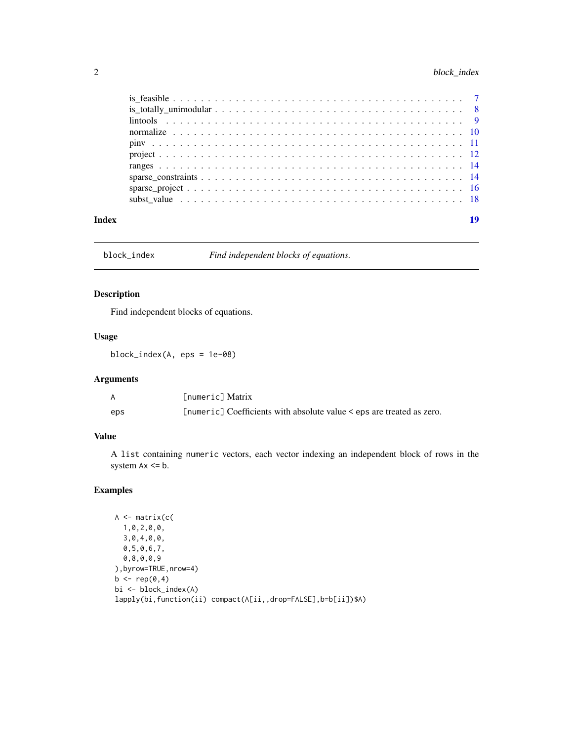| | |
|---|---|
| is_feasible | 7 |
| is_totally_unimodular | 8 |
| lintools | 9 |
| normalize | 10 |
| pinv | 11 |
| project | 12 |
| ranges | 14 |
| sparse_constraints | 14 |
| sparse_project | 16 |
| subst_value | 18 |

**Index** **19**

---

# block_index — *Find independent blocks of equations.*

## Description

Find independent blocks of equations.

## Usage

```
block_index(A, eps = 1e-08)
```

## Arguments

| | |
|---|---|
| A | [numeric] Matrix |
| eps | [numeric] Coefficients with absolute value < eps are treated as zero. |

## Value

A list containing numeric vectors, each vector indexing an independent block of rows in the system Ax <= b.

## Examples

```
A <- matrix(c(
  1,0,2,0,0,
  3,0,4,0,0,
  0,5,0,6,7,
  0,8,0,0,9
),byrow=TRUE,nrow=4)
b <- rep(0,4)
bi <- block_index(A)
lapply(bi,function(ii) compact(A[ii,,drop=FALSE],b=b[ii])$A)
```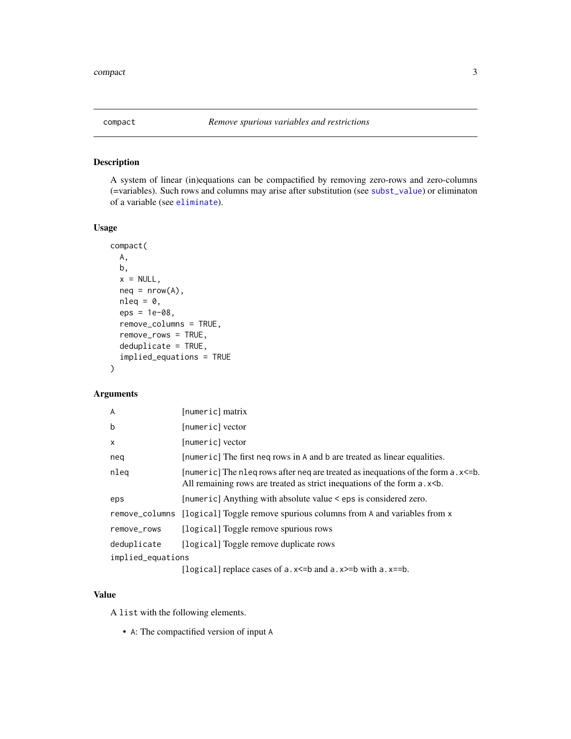# compact — *Remove spurious variables and restrictions*

## Description

A system of linear (in)equations can be compactified by removing zero-rows and zero-columns (=variables). Such rows and columns may arise after substitution (see `subst_value`) or eliminaton of a variable (see `eliminate`).

## Usage

```
compact(
  A,
  b,
  x = NULL,
  neq = nrow(A),
  nleq = 0,
  eps = 1e-08,
  remove_columns = TRUE,
  remove_rows = TRUE,
  deduplicate = TRUE,
  implied_equations = TRUE
)
```

## Arguments

| | |
|---|---|
| `A` | [`numeric`] matrix |
| `b` | [`numeric`] vector |
| `x` | [`numeric`] vector |
| `neq` | [`numeric`] The first `neq` rows in `A` and `b` are treated as linear equalities. |
| `nleq` | [`numeric`] The `nleq` rows after `neq` are treated as inequations of the form `a.x<=b`. All remaining rows are treated as strict inequations of the form `a.x<b`. |
| `eps` | [`numeric`] Anything with absolute value `<` `eps` is considered zero. |
| `remove_columns` | [`logical`] Toggle remove spurious columns from `A` and variables from `x` |
| `remove_rows` | [`logical`] Toggle remove spurious rows |
| `deduplicate` | [`logical`] Toggle remove duplicate rows |
| `implied_equations` | [`logical`] replace cases of `a.x<=b` and `a.x>=b` with `a.x==b`. |

## Value

A `list` with the following elements.

- `A`: The compactified version of input `A`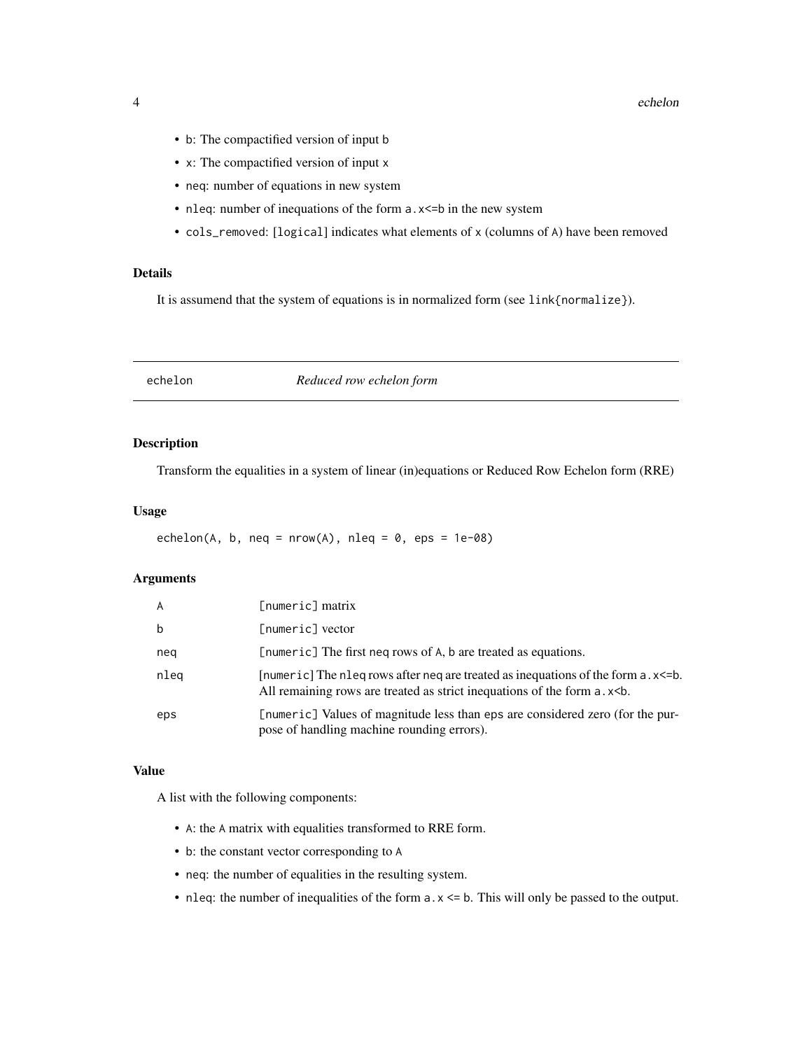- `b`: The compactified version of input `b`
- `x`: The compactified version of input `x`
- `neq`: number of equations in new system
- `nleq`: number of inequations of the form `a.x<=b` in the new system
- `cols_removed`: [`logical`] indicates what elements of `x` (columns of `A`) have been removed

### Details

It is assumend that the system of equations is in normalized form (see `link{normalize}`).

## echelon — *Reduced row echelon form*

### Description

Transform the equalities in a system of linear (in)equations or Reduced Row Echelon form (RRE)

### Usage

```
echelon(A, b, neq = nrow(A), nleq = 0, eps = 1e-08)
```

### Arguments

| | |
|---|---|
| `A` | [`numeric`] matrix |
| `b` | [`numeric`] vector |
| `neq` | [`numeric`] The first `neq` rows of `A`, `b` are treated as equations. |
| `nleq` | [`numeric`] The `nleq` rows after `neq` are treated as inequations of the form `a.x<=b`. All remaining rows are treated as strict inequations of the form `a.x<b`. |
| `eps` | [`numeric`] Values of magnitude less than `eps` are considered zero (for the purpose of handling machine rounding errors). |

### Value

A list with the following components:

- `A`: the `A` matrix with equalities transformed to RRE form.
- `b`: the constant vector corresponding to `A`
- `neq`: the number of equalities in the resulting system.
- `nleq`: the number of inequalities of the form `a.x <= b`. This will only be passed to the output.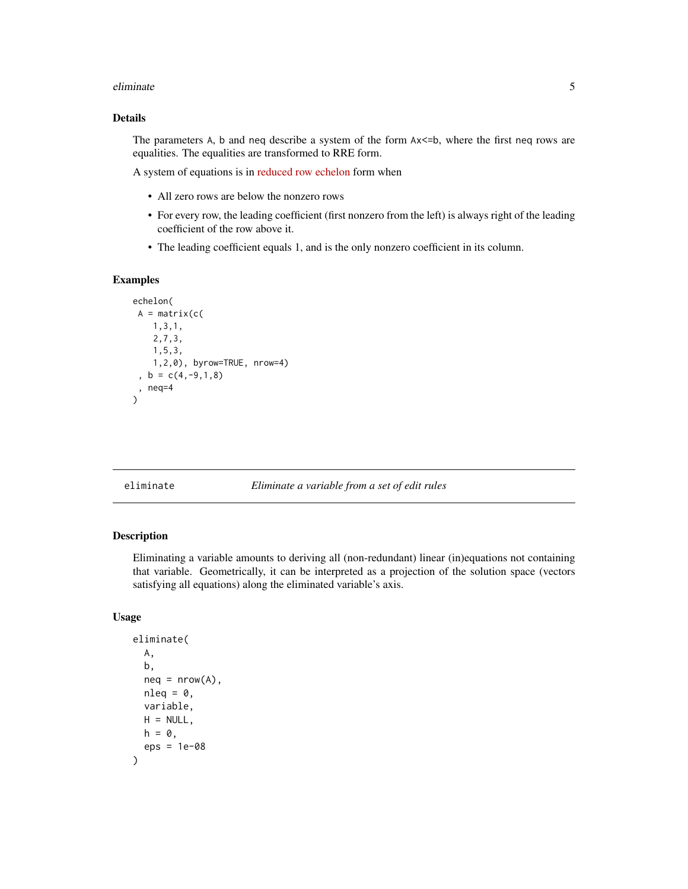## Details

The parameters `A`, `b` and `neq` describe a system of the form `Ax<=b`, where the first `neq` rows are equalities. The equalities are transformed to RRE form.

A system of equations is in reduced row echelon form when

- All zero rows are below the nonzero rows
- For every row, the leading coefficient (first nonzero from the left) is always right of the leading coefficient of the row above it.
- The leading coefficient equals 1, and is the only nonzero coefficient in its column.

## Examples

```
echelon(
 A = matrix(c(
    1,3,1,
    2,7,3,
    1,5,3,
    1,2,0), byrow=TRUE, nrow=4)
 , b = c(4,-9,1,8)
 , neq=4
)
```

---

# eliminate — *Eliminate a variable from a set of edit rules*

## Description

Eliminating a variable amounts to deriving all (non-redundant) linear (in)equations not containing that variable. Geometrically, it can be interpreted as a projection of the solution space (vectors satisfying all equations) along the eliminated variable's axis.

## Usage

```
eliminate(
  A,
  b,
  neq = nrow(A),
  nleq = 0,
  variable,
  H = NULL,
  h = 0,
  eps = 1e-08
)
```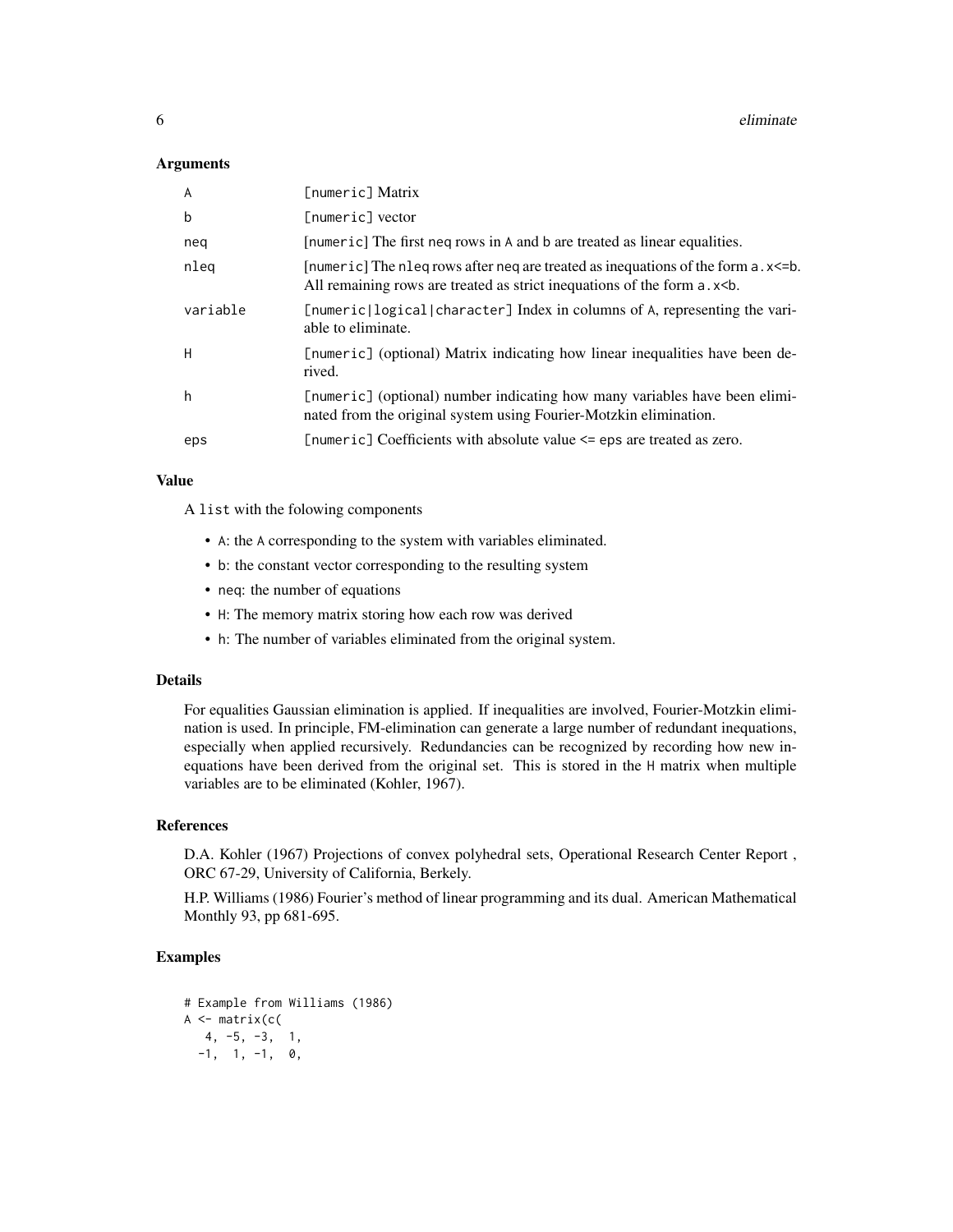## Arguments

| | |
|---|---|
| A | [numeric] Matrix |
| b | [numeric] vector |
| neq | [numeric] The first neq rows in A and b are treated as linear equalities. |
| nleq | [numeric] The nleq rows after neq are treated as inequations of the form a.x<=b. All remaining rows are treated as strict inequations of the form a.x<b. |
| variable | [numeric\|logical\|character] Index in columns of A, representing the variable to eliminate. |
| H | [numeric] (optional) Matrix indicating how linear inequalities have been derived. |
| h | [numeric] (optional) number indicating how many variables have been eliminated from the original system using Fourier-Motzkin elimination. |
| eps | [numeric] Coefficients with absolute value <= eps are treated as zero. |

## Value

A list with the folowing components

- A: the A corresponding to the system with variables eliminated.
- b: the constant vector corresponding to the resulting system
- neq: the number of equations
- H: The memory matrix storing how each row was derived
- h: The number of variables eliminated from the original system.

## Details

For equalities Gaussian elimination is applied. If inequalities are involved, Fourier-Motzkin elimination is used. In principle, FM-elimination can generate a large number of redundant inequations, especially when applied recursively. Redundancies can be recognized by recording how new inequations have been derived from the original set. This is stored in the H matrix when multiple variables are to be eliminated (Kohler, 1967).

## References

D.A. Kohler (1967) Projections of convex polyhedral sets, Operational Research Center Report , ORC 67-29, University of California, Berkely.

H.P. Williams (1986) Fourier's method of linear programming and its dual. American Mathematical Monthly 93, pp 681-695.

## Examples

```
# Example from Williams (1986)
A <- matrix(c(
   4, -5, -3,  1,
  -1,  1, -1,  0,
```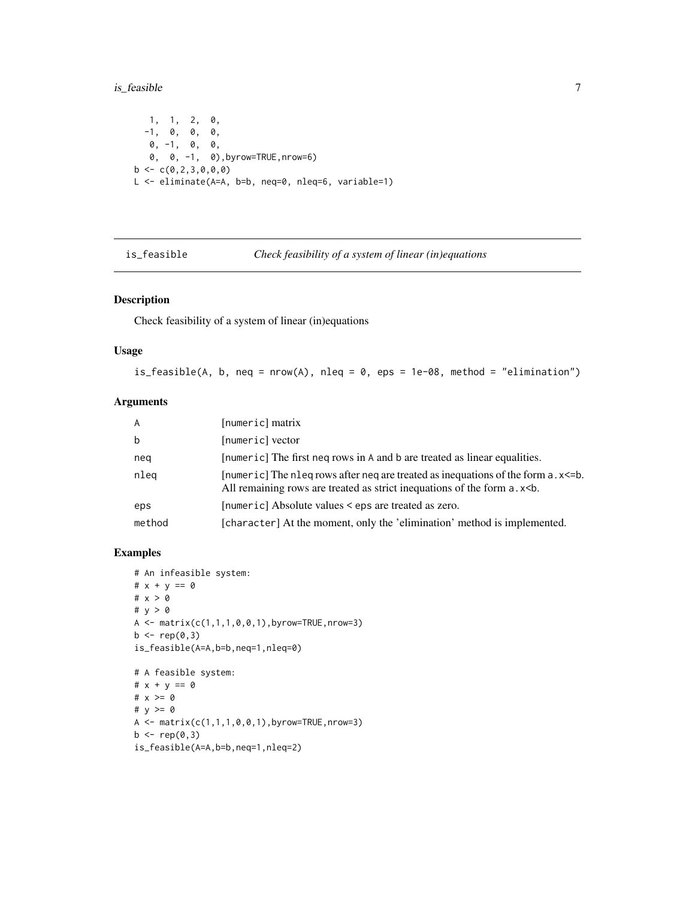```
   1,  1,  2,  0,
  -1,  0,  0,  0,
   0, -1,  0,  0,
   0,  0, -1,  0),byrow=TRUE,nrow=6)
b <- c(0,2,3,0,0,0)
L <- eliminate(A=A, b=b, neq=0, nleq=6, variable=1)
```

## is_feasible — *Check feasibility of a system of linear (in)equations*

### Description

Check feasibility of a system of linear (in)equations

### Usage

```
is_feasible(A, b, neq = nrow(A), nleq = 0, eps = 1e-08, method = "elimination")
```

### Arguments

| | |
|---|---|
| A | [numeric] matrix |
| b | [numeric] vector |
| neq | [numeric] The first neq rows in A and b are treated as linear equalities. |
| nleq | [numeric] The nleq rows after neq are treated as inequations of the form a.x<=b. All remaining rows are treated as strict inequations of the form a.x<b. |
| eps | [numeric] Absolute values < eps are treated as zero. |
| method | [character] At the moment, only the 'elimination' method is implemented. |

### Examples

```
# An infeasible system:
# x + y == 0
# x > 0
# y > 0
A <- matrix(c(1,1,1,0,0,1),byrow=TRUE,nrow=3)
b <- rep(0,3)
is_feasible(A=A,b=b,neq=1,nleq=0)

# A feasible system:
# x + y == 0
# x >= 0
# y >= 0
A <- matrix(c(1,1,1,0,0,1),byrow=TRUE,nrow=3)
b <- rep(0,3)
is_feasible(A=A,b=b,neq=1,nleq=2)
```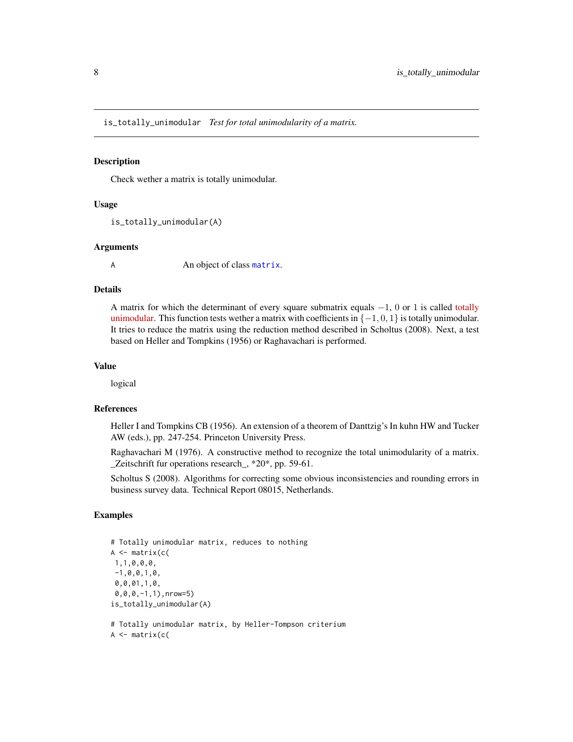# is_totally_unimodular    *Test for total unimodularity of a matrix.*

### Description

Check wether a matrix is totally unimodular.

### Usage

```
is_totally_unimodular(A)
```

### Arguments

| | |
|---|---|
| A | An object of class `matrix`. |

### Details

A matrix for which the determinant of every square submatrix equals $-1$, $0$ or $1$ is called totally unimodular. This function tests wether a matrix with coefficients in $\{-1, 0, 1\}$ is totally unimodular. It tries to reduce the matrix using the reduction method described in Scholtus (2008). Next, a test based on Heller and Tompkins (1956) or Raghavachari is performed.

### Value

logical

### References

Heller I and Tompkins CB (1956). An extension of a theorem of Danttzig's In kuhn HW and Tucker AW (eds.), pp. 247-254. Princeton University Press.

Raghavachari M (1976). A constructive method to recognize the total unimodularity of a matrix. _Zeitschrift fur operations research_, *20*, pp. 59-61.

Scholtus S (2008). Algorithms for correcting some obvious inconsistencies and rounding errors in business survey data. Technical Report 08015, Netherlands.

### Examples

```
# Totally unimodular matrix, reduces to nothing
A <- matrix(c(
 1,1,0,0,0,
 -1,0,0,1,0,
 0,0,01,1,0,
 0,0,0,-1,1),nrow=5)
is_totally_unimodular(A)

# Totally unimodular matrix, by Heller-Tompson criterium
A <- matrix(c(
```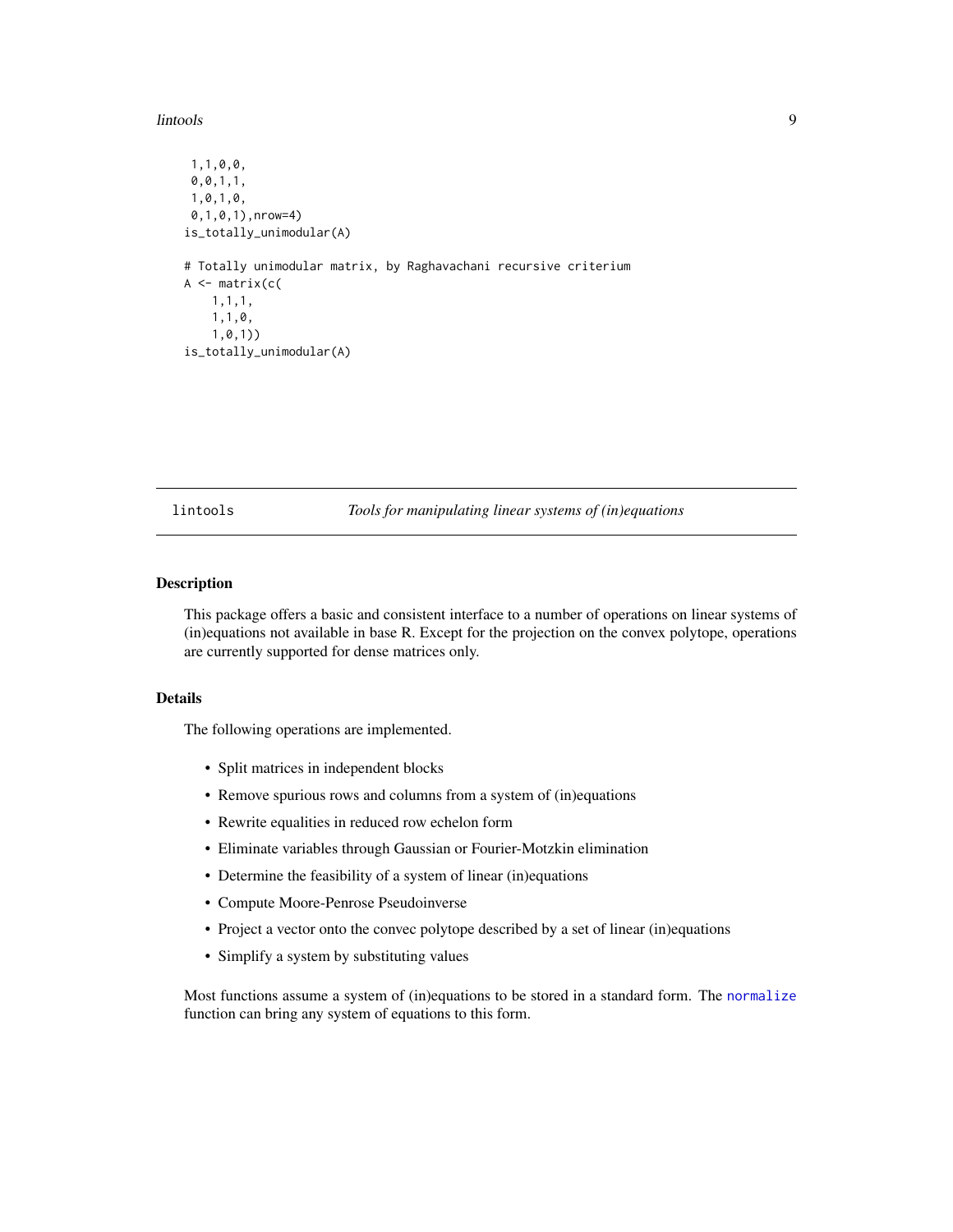```
 1,1,0,0,
 0,0,1,1,
 1,0,1,0,
 0,1,0,1),nrow=4)
is_totally_unimodular(A)

# Totally unimodular matrix, by Raghavachani recursive criterium
A <- matrix(c(
    1,1,1,
    1,1,0,
    1,0,1))
is_totally_unimodular(A)
```

## lintools — *Tools for manipulating linear systems of (in)equations*

### Description

This package offers a basic and consistent interface to a number of operations on linear systems of (in)equations not available in base R. Except for the projection on the convex polytope, operations are currently supported for dense matrices only.

### Details

The following operations are implemented.

- Split matrices in independent blocks
- Remove spurious rows and columns from a system of (in)equations
- Rewrite equalities in reduced row echelon form
- Eliminate variables through Gaussian or Fourier-Motzkin elimination
- Determine the feasibility of a system of linear (in)equations
- Compute Moore-Penrose Pseudoinverse
- Project a vector onto the convec polytope described by a set of linear (in)equations
- Simplify a system by substituting values

Most functions assume a system of (in)equations to be stored in a standard form. The `normalize` function can bring any system of equations to this form.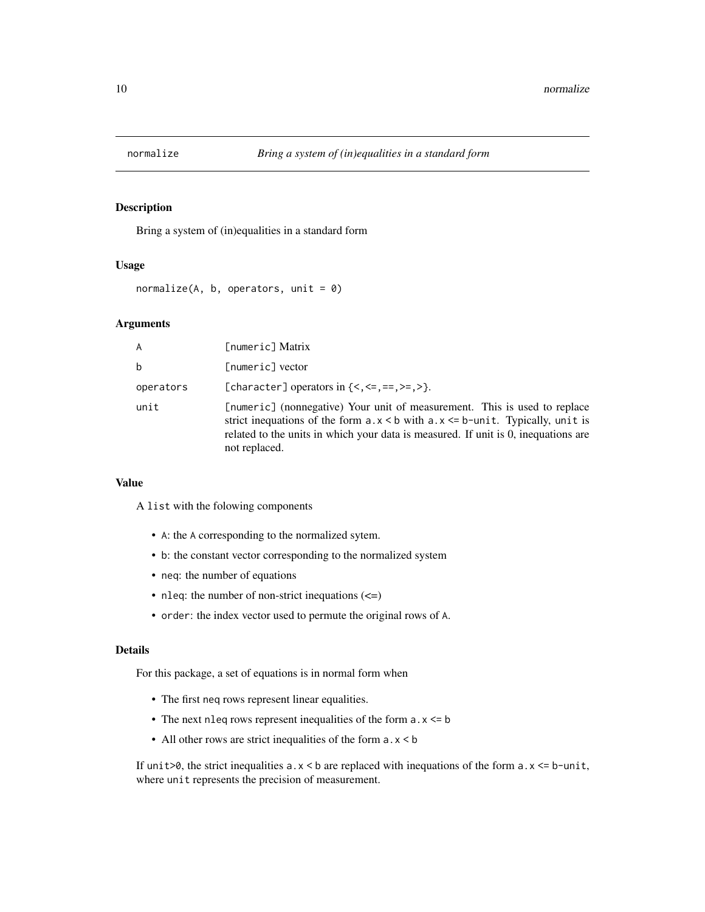normalize — *Bring a system of (in)equalities in a standard form*

## Description

Bring a system of (in)equalities in a standard form

## Usage

```
normalize(A, b, operators, unit = 0)
```

## Arguments

| | |
|---|---|
| `A` | `[numeric]` Matrix |
| `b` | `[numeric]` vector |
| `operators` | `[character]` operators in {<,<=,==,>=,>}. |
| `unit` | `[numeric]` (nonnegative) Your unit of measurement. This is used to replace strict inequations of the form `a.x < b` with `a.x <= b-unit`. Typically, `unit` is related to the units in which your data is measured. If unit is 0, inequations are not replaced. |

## Value

A `list` with the folowing components

- `A`: the `A` corresponding to the normalized sytem.
- `b`: the constant vector corresponding to the normalized system
- `neq`: the number of equations
- `nleq`: the number of non-strict inequations (<=)
- `order`: the index vector used to permute the original rows of `A`.

## Details

For this package, a set of equations is in normal form when

- The first `neq` rows represent linear equalities.
- The next `nleq` rows represent inequalities of the form `a.x <= b`
- All other rows are strict inequalities of the form `a.x < b`

If `unit>0`, the strict inequalities `a.x < b` are replaced with inequations of the form `a.x <= b-unit`, where `unit` represents the precision of measurement.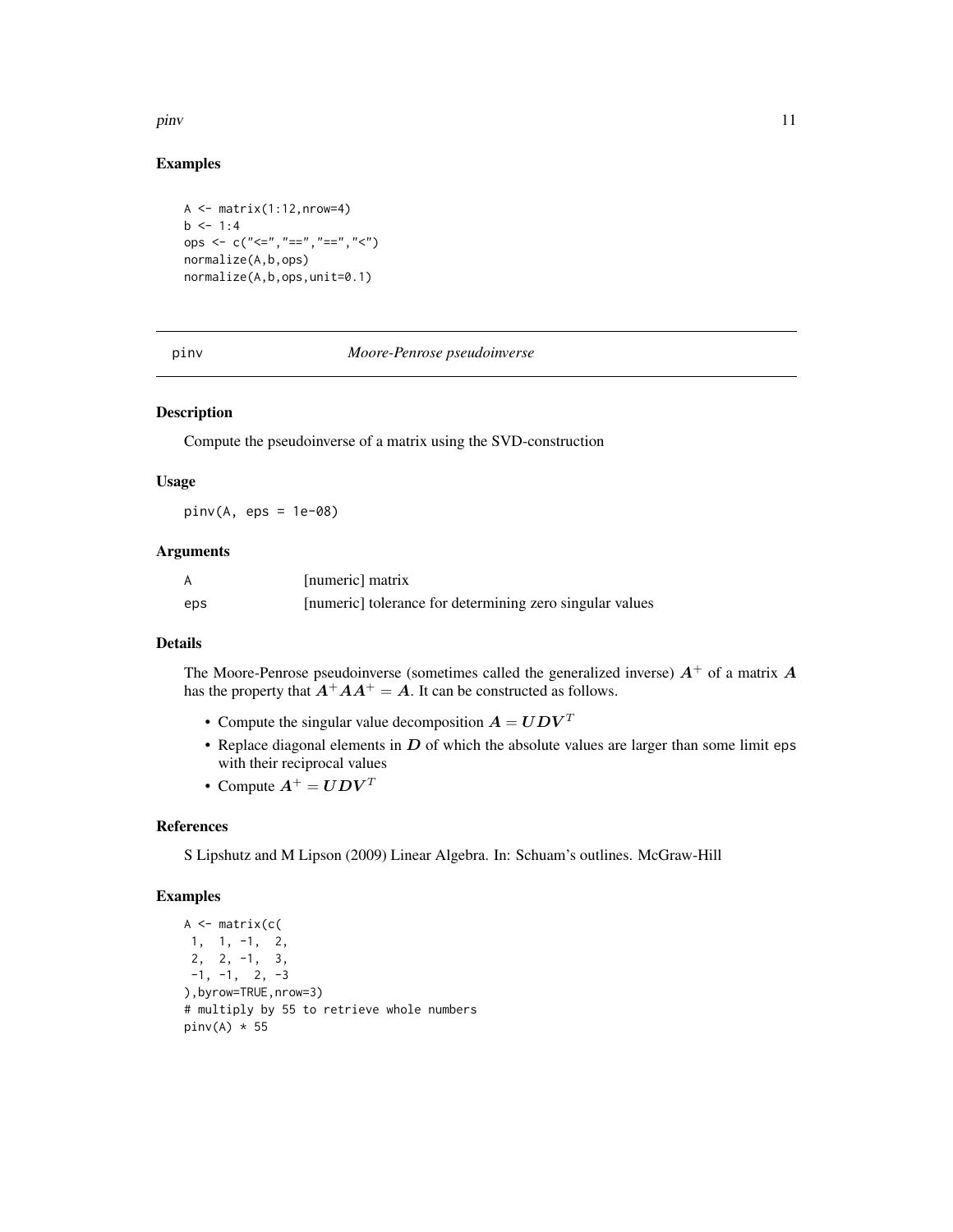### Examples

```
A <- matrix(1:12,nrow=4)
b <- 1:4
ops <- c("<=","==","==","<")
normalize(A,b,ops)
normalize(A,b,ops,unit=0.1)
```

---

## pinv — *Moore-Penrose pseudoinverse*

### Description

Compute the pseudoinverse of a matrix using the SVD-construction

### Usage

```
pinv(A, eps = 1e-08)
```

### Arguments

| | |
|---|---|
| A | [numeric] matrix |
| eps | [numeric] tolerance for determining zero singular values |

### Details

The Moore-Penrose pseudoinverse (sometimes called the generalized inverse) $\boldsymbol{A}^{+}$ of a matrix $\boldsymbol{A}$ has the property that $\boldsymbol{A}^{+}\boldsymbol{A}\boldsymbol{A}^{+} = \boldsymbol{A}$. It can be constructed as follows.

- Compute the singular value decomposition $\boldsymbol{A} = \boldsymbol{U}\boldsymbol{D}\boldsymbol{V}^{T}$
- Replace diagonal elements in $\boldsymbol{D}$ of which the absolute values are larger than some limit `eps` with their reciprocal values
- Compute $\boldsymbol{A}^{+} = \boldsymbol{U}\boldsymbol{D}\boldsymbol{V}^{T}$

### References

S Lipshutz and M Lipson (2009) Linear Algebra. In: Schuam's outlines. McGraw-Hill

### Examples

```
A <- matrix(c(
 1,  1, -1,  2,
 2,  2, -1,  3,
 -1, -1,  2, -3
),byrow=TRUE,nrow=3)
# multiply by 55 to retrieve whole numbers
pinv(A) * 55
```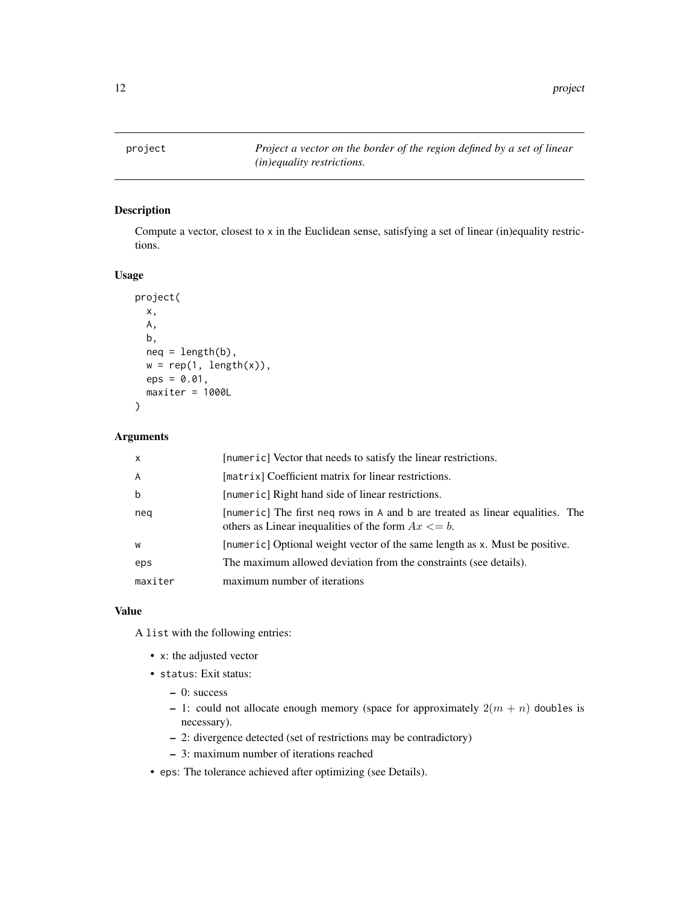project — *Project a vector on the border of the region defined by a set of linear (in)equality restrictions.*

## Description

Compute a vector, closest to x in the Euclidean sense, satisfying a set of linear (in)equality restrictions.

## Usage

```
project(
  x,
  A,
  b,
  neq = length(b),
  w = rep(1, length(x)),
  eps = 0.01,
  maxiter = 1000L
)
```

## Arguments

| | |
|---|---|
| x | [numeric] Vector that needs to satisfy the linear restrictions. |
| A | [matrix] Coefficient matrix for linear restrictions. |
| b | [numeric] Right hand side of linear restrictions. |
| neq | [numeric] The first neq rows in A and b are treated as linear equalities. The others as Linear inequalities of the form $Ax <= b$. |
| w | [numeric] Optional weight vector of the same length as x. Must be positive. |
| eps | The maximum allowed deviation from the constraints (see details). |
| maxiter | maximum number of iterations |

## Value

A list with the following entries:

- x: the adjusted vector
- status: Exit status:
  - 0: success
  - 1: could not allocate enough memory (space for approximately $2(m + n)$ doubles is necessary).
  - 2: divergence detected (set of restrictions may be contradictory)
  - 3: maximum number of iterations reached
- eps: The tolerance achieved after optimizing (see Details).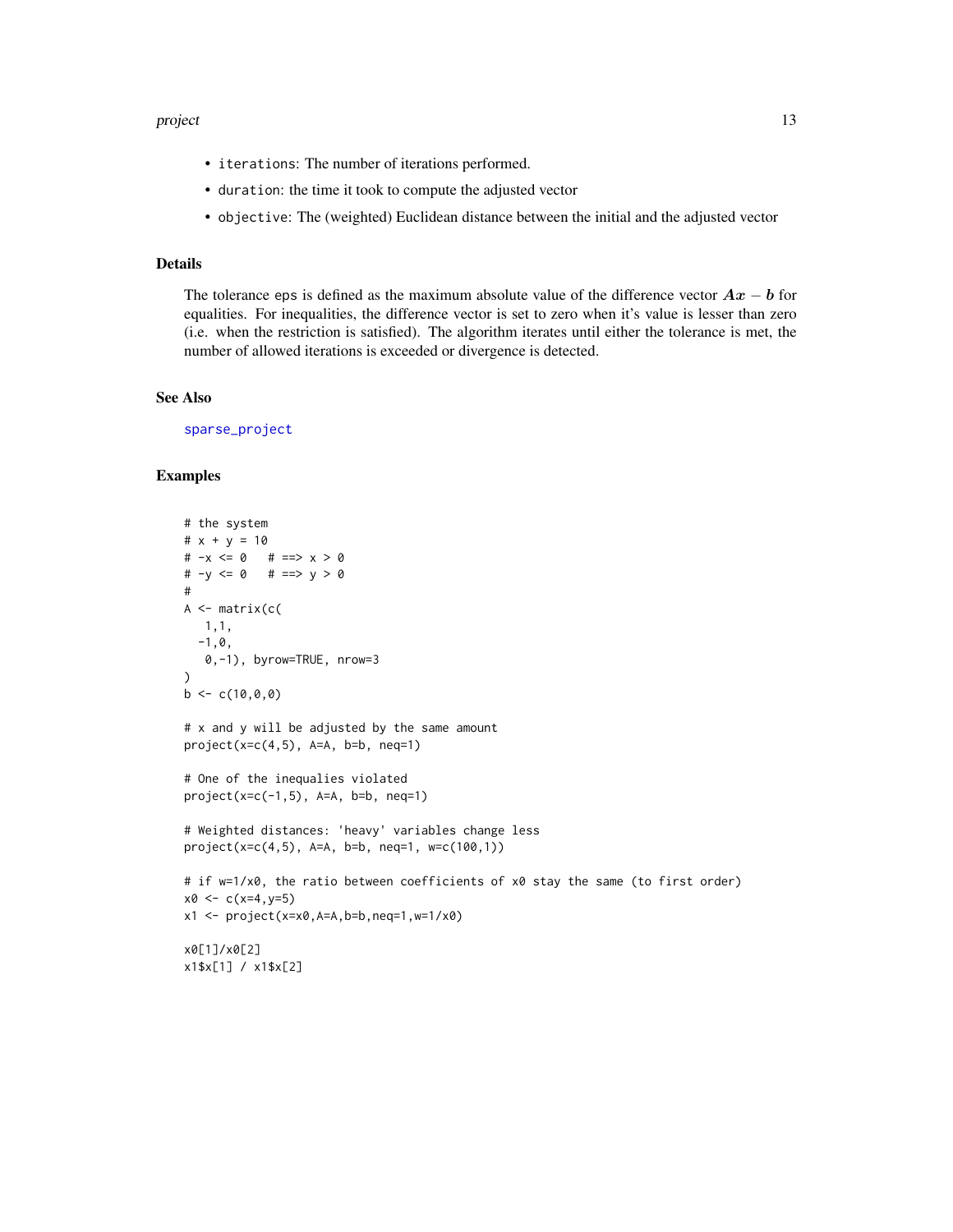- `iterations`: The number of iterations performed.
- `duration`: the time it took to compute the adjusted vector
- `objective`: The (weighted) Euclidean distance between the initial and the adjusted vector

## Details

The tolerance `eps` is defined as the maximum absolute value of the difference vector $\boldsymbol{Ax} - \boldsymbol{b}$ for equalities. For inequalities, the difference vector is set to zero when it's value is lesser than zero (i.e. when the restriction is satisfied). The algorithm iterates until either the tolerance is met, the number of allowed iterations is exceeded or divergence is detected.

## See Also

`sparse_project`

## Examples

```
# the system
# x + y = 10
# -x <= 0   # ==> x > 0
# -y <= 0   # ==> y > 0
#
A <- matrix(c(
   1,1,
  -1,0,
   0,-1), byrow=TRUE, nrow=3
)
b <- c(10,0,0)

# x and y will be adjusted by the same amount
project(x=c(4,5), A=A, b=b, neq=1)

# One of the inequalies violated
project(x=c(-1,5), A=A, b=b, neq=1)

# Weighted distances: 'heavy' variables change less
project(x=c(4,5), A=A, b=b, neq=1, w=c(100,1))

# if w=1/x0, the ratio between coefficients of x0 stay the same (to first order)
x0 <- c(x=4,y=5)
x1 <- project(x=x0,A=A,b=b,neq=1,w=1/x0)

x0[1]/x0[2]
x1$x[1] / x1$x[2]
```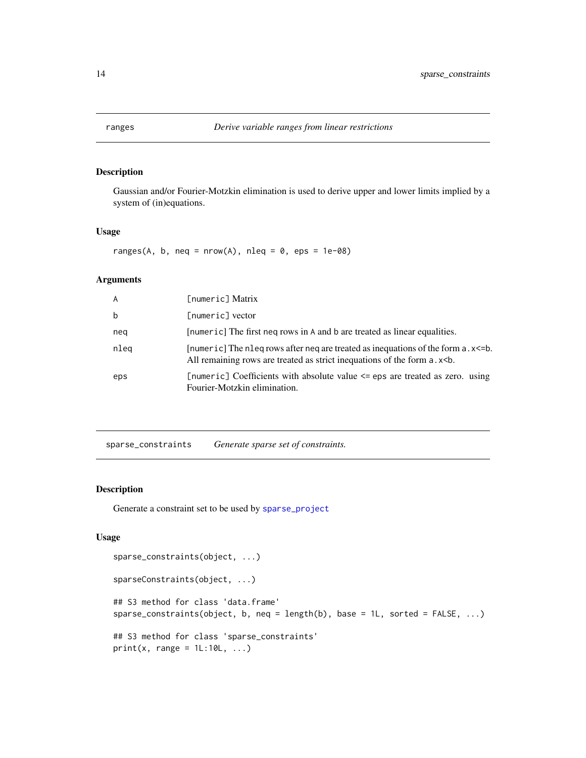## ranges

*Derive variable ranges from linear restrictions*

### Description

Gaussian and/or Fourier-Motzkin elimination is used to derive upper and lower limits implied by a system of (in)equations.

### Usage

```
ranges(A, b, neq = nrow(A), nleq = 0, eps = 1e-08)
```

### Arguments

| | |
|---|---|
| `A` | `[numeric]` Matrix |
| `b` | `[numeric]` vector |
| `neq` | `[numeric]` The first `neq` rows in `A` and `b` are treated as linear equalities. |
| `nleq` | `[numeric]` The `nleq` rows after `neq` are treated as inequations of the form `a.x<=b`. All remaining rows are treated as strict inequations of the form `a.x<b`. |
| `eps` | `[numeric]` Coefficients with absolute value <= `eps` are treated as zero. using Fourier-Motzkin elimination. |

## sparse_constraints

*Generate sparse set of constraints.*

### Description

Generate a constraint set to be used by `sparse_project`

### Usage

```
sparse_constraints(object, ...)

sparseConstraints(object, ...)

## S3 method for class 'data.frame'
sparse_constraints(object, b, neq = length(b), base = 1L, sorted = FALSE, ...)

## S3 method for class 'sparse_constraints'
print(x, range = 1L:10L, ...)
```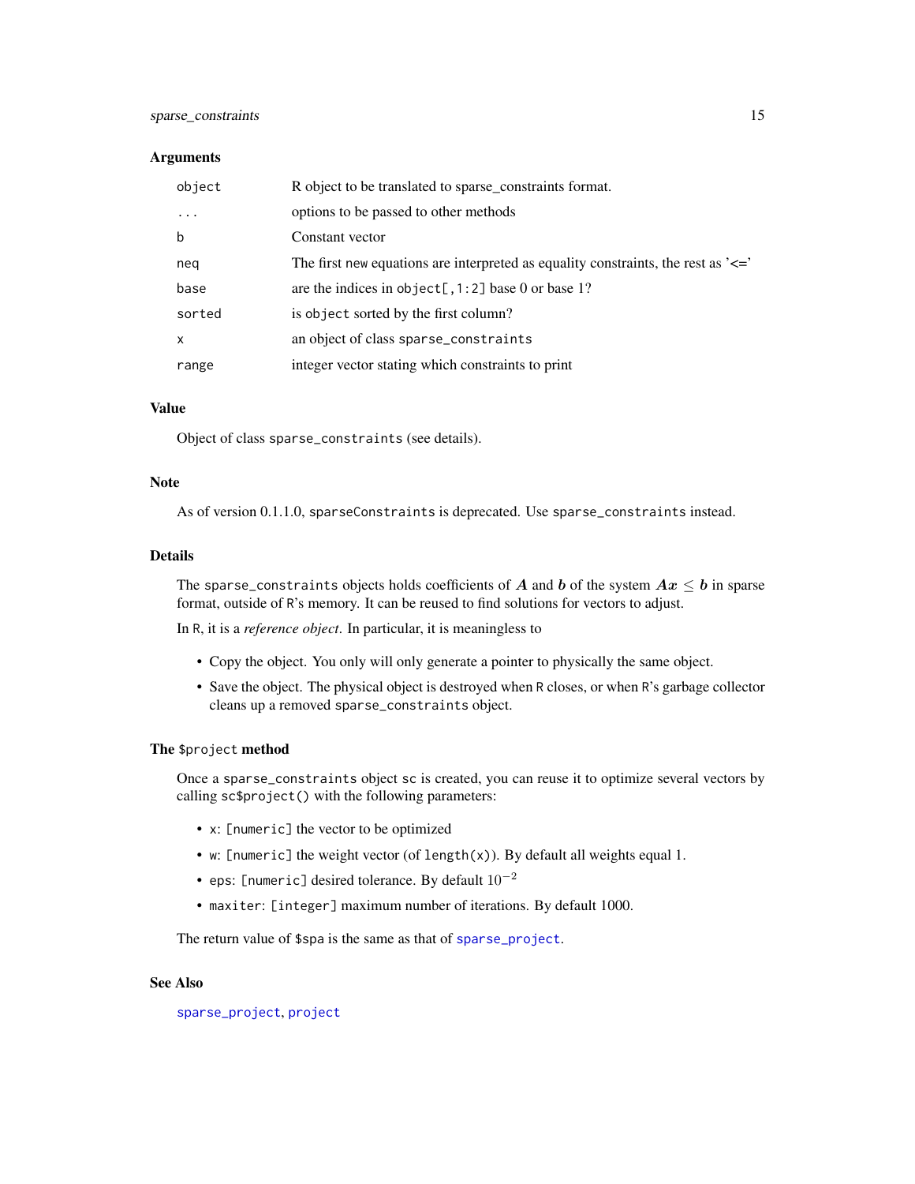### Arguments

| | |
|---|---|
| `object` | R object to be translated to sparse_constraints format. |
| `...` | options to be passed to other methods |
| `b` | Constant vector |
| `neq` | The first `new` equations are interpreted as equality constraints, the rest as '<=' |
| `base` | are the indices in `object[,1:2]` base 0 or base 1? |
| `sorted` | is `object` sorted by the first column? |
| `x` | an object of class `sparse_constraints` |
| `range` | integer vector stating which constraints to print |

### Value

Object of class `sparse_constraints` (see details).

### Note

As of version 0.1.1.0, `sparseConstraints` is deprecated. Use `sparse_constraints` instead.

### Details

The `sparse_constraints` objects holds coefficients of $\boldsymbol{A}$ and $\boldsymbol{b}$ of the system $\boldsymbol{A}\boldsymbol{x} \leq \boldsymbol{b}$ in sparse format, outside of R's memory. It can be reused to find solutions for vectors to adjust.

In R, it is a *reference object*. In particular, it is meaningless to

- Copy the object. You only will only generate a pointer to physically the same object.
- Save the object. The physical object is destroyed when R closes, or when R's garbage collector cleans up a removed `sparse_constraints` object.

### The `$project` method

Once a `sparse_constraints` object `sc` is created, you can reuse it to optimize several vectors by calling `sc$project()` with the following parameters:

- `x`: `[numeric]` the vector to be optimized
- `w`: `[numeric]` the weight vector (of `length(x)`). By default all weights equal 1.
- `eps`: `[numeric]` desired tolerance. By default $10^{-2}$
- `maxiter`: `[integer]` maximum number of iterations. By default 1000.

The return value of `$spa` is the same as that of `sparse_project`.

### See Also

`sparse_project`, `project`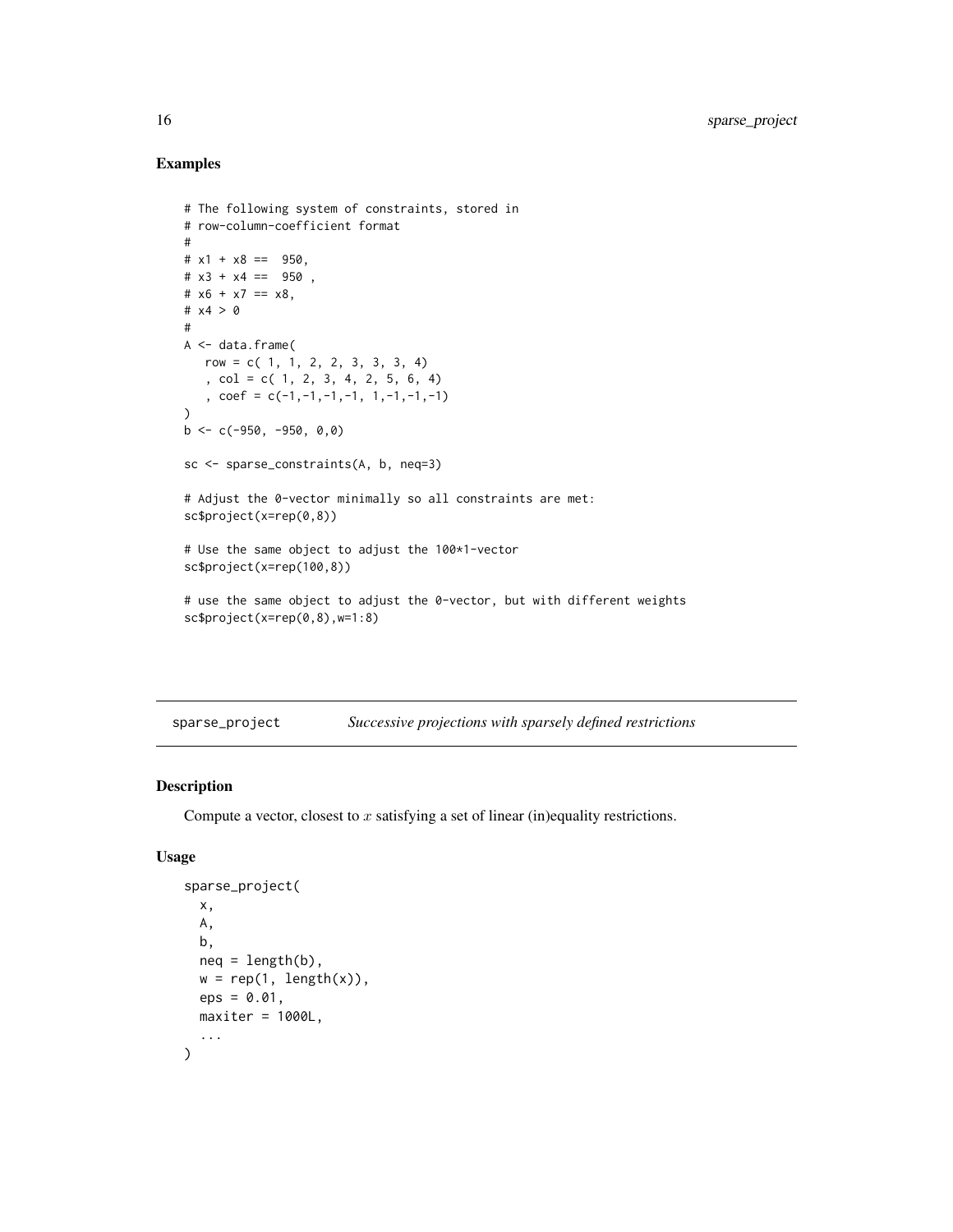## Examples

```
# The following system of constraints, stored in
# row-column-coefficient format
#
# x1 + x8 ==  950,
# x3 + x4 ==  950 ,
# x6 + x7 == x8,
# x4 > 0
#
A <- data.frame(
   row = c( 1, 1, 2, 2, 3, 3, 3, 4)
   , col = c( 1, 2, 3, 4, 2, 5, 6, 4)
   , coef = c(-1,-1,-1,-1, 1,-1,-1,-1)
)
b <- c(-950, -950, 0,0)

sc <- sparse_constraints(A, b, neq=3)

# Adjust the 0-vector minimally so all constraints are met:
sc$project(x=rep(0,8))

# Use the same object to adjust the 100*1-vector
sc$project(x=rep(100,8))

# use the same object to adjust the 0-vector, but with different weights
sc$project(x=rep(0,8),w=1:8)
```

---

# sparse_project    *Successive projections with sparsely defined restrictions*

---

## Description

Compute a vector, closest to $x$ satisfying a set of linear (in)equality restrictions.

## Usage

```
sparse_project(
  x,
  A,
  b,
  neq = length(b),
  w = rep(1, length(x)),
  eps = 0.01,
  maxiter = 1000L,
  ...
)
```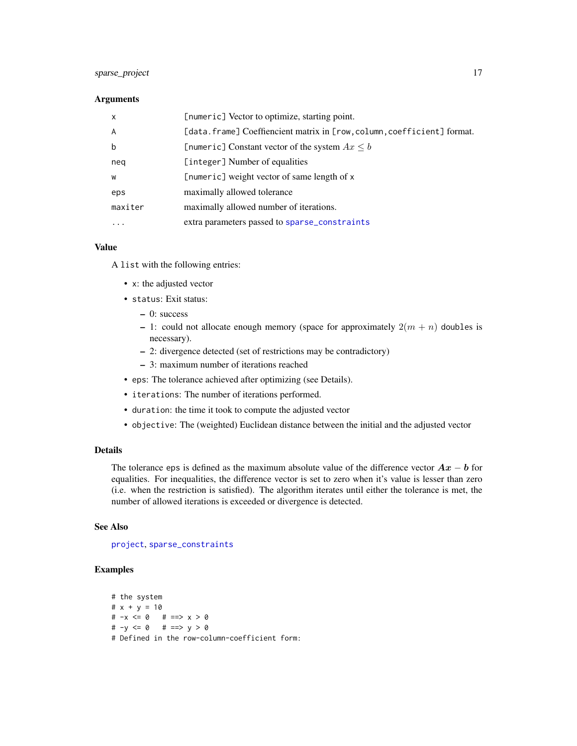### Arguments

| | |
|---|---|
| x | `[numeric]` Vector to optimize, starting point. |
| A | `[data.frame]` Coeffiencient matrix in `[row,column,coefficient]` format. |
| b | `[numeric]` Constant vector of the system $Ax \leq b$ |
| neq | `[integer]` Number of equalities |
| w | `[numeric]` weight vector of same length of `x` |
| eps | maximally allowed tolerance |
| maxiter | maximally allowed number of iterations. |
| ... | extra parameters passed to `sparse_constraints` |

### Value

A `list` with the following entries:

- `x`: the adjusted vector
- `status`: Exit status:
  - 0: success
  - 1: could not allocate enough memory (space for approximately $2(m + n)$ `doubles` is necessary).
  - 2: divergence detected (set of restrictions may be contradictory)
  - 3: maximum number of iterations reached
- `eps`: The tolerance achieved after optimizing (see Details).
- `iterations`: The number of iterations performed.
- `duration`: the time it took to compute the adjusted vector
- `objective`: The (weighted) Euclidean distance between the initial and the adjusted vector

### Details

The tolerance `eps` is defined as the maximum absolute value of the difference vector $\boldsymbol{Ax} - \boldsymbol{b}$ for equalities. For inequalities, the difference vector is set to zero when it's value is lesser than zero (i.e. when the restriction is satisfied). The algorithm iterates until either the tolerance is met, the number of allowed iterations is exceeded or divergence is detected.

### See Also

`project`, `sparse_constraints`

### Examples

```
# the system
# x + y = 10
# -x <= 0   # ==> x > 0
# -y <= 0   # ==> y > 0
# Defined in the row-column-coefficient form:
```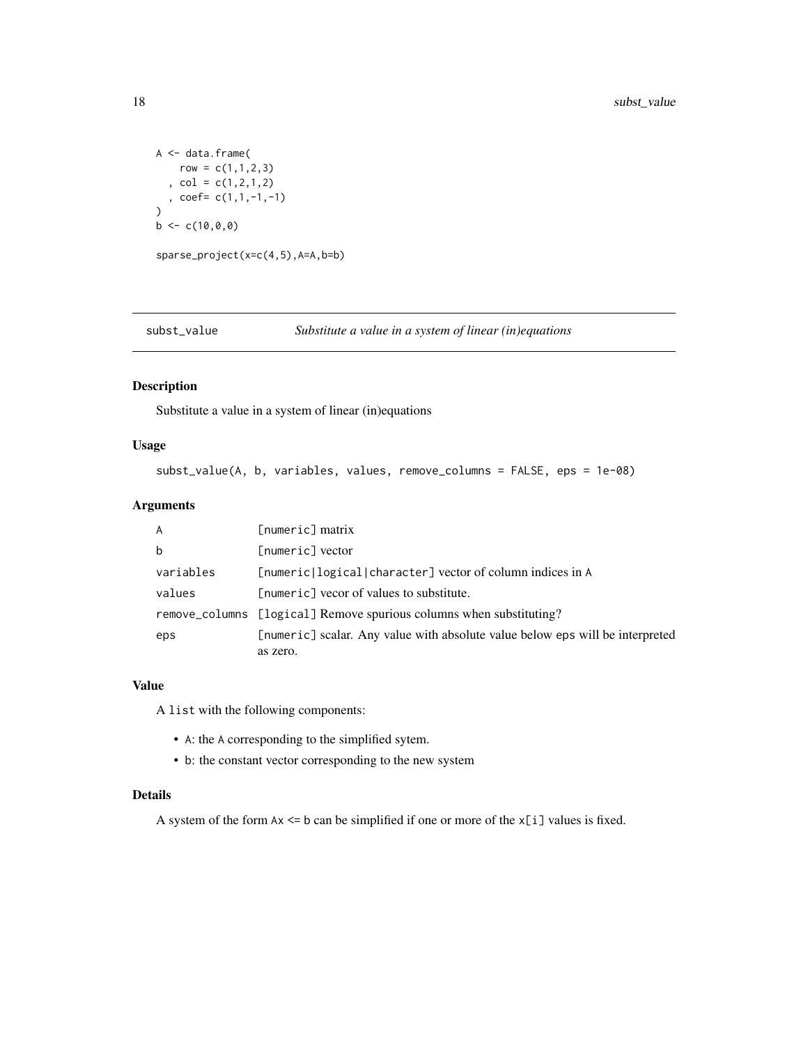```
A <- data.frame(
    row = c(1,1,2,3)
  , col = c(1,2,1,2)
  , coef= c(1,1,-1,-1)
)
b <- c(10,0,0)

sparse_project(x=c(4,5),A=A,b=b)
```

## subst_value — *Substitute a value in a system of linear (in)equations*

### Description

Substitute a value in a system of linear (in)equations

### Usage

```
subst_value(A, b, variables, values, remove_columns = FALSE, eps = 1e-08)
```

### Arguments

| | |
|---|---|
| `A` | `[numeric]` matrix |
| `b` | `[numeric]` vector |
| `variables` | `[numeric|logical|character]` vector of column indices in `A` |
| `values` | `[numeric]` vecor of values to substitute. |
| `remove_columns` | `[logical]` Remove spurious columns when substituting? |
| `eps` | `[numeric]` scalar. Any value with absolute value below `eps` will be interpreted as zero. |

### Value

A `list` with the following components:

- `A`: the `A` corresponding to the simplified sytem.
- `b`: the constant vector corresponding to the new system

### Details

A system of the form `Ax <= b` can be simplified if one or more of the `x[i]` values is fixed.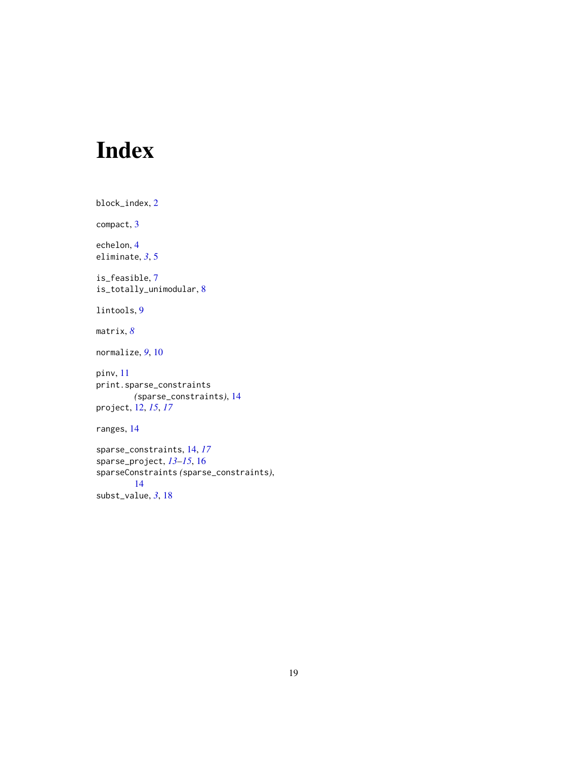# Index

block_index, 2

compact, 3

echelon, 4
eliminate, *3*, 5

is_feasible, 7
is_totally_unimodular, 8

lintools, 9

matrix, *8*

normalize, *9*, 10

pinv, 11
print.sparse_constraints
        *(*sparse_constraints*)*, 14
project, 12, *15*, *17*

ranges, 14

sparse_constraints, 14, *17*
sparse_project, *13*–*15*, 16
sparseConstraints *(*sparse_constraints*)*,
        14
subst_value, *3*, 18